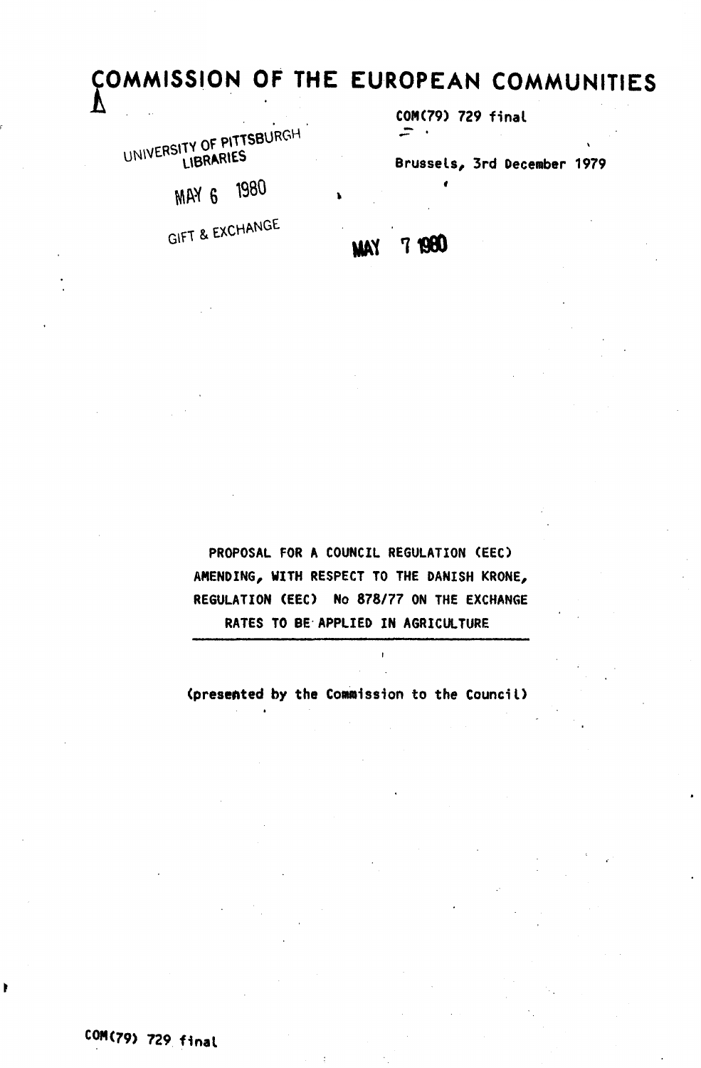# COMMISSION OF THE EUROPEAN COMMUNITIES

COM(79) 729 final

Brussels, 3rd December 1979

UNIVERSITY OF PITTSBURGH LIBRARIES

MAY 6 1980

GIFT & EXCHANGE

MAY 7 1980

PROPOSAL FOR A COUNCIL REGULATION (EEC) AMENDING, WITH RESPECT TO THE DANISH KRONE, REGULATION (EEC) No 878/77 ON THE EXCHANGE RATES TO BE APPLIED IN AGRICULTURE

(presented by the Commission to the Council)

COM(79) 729 final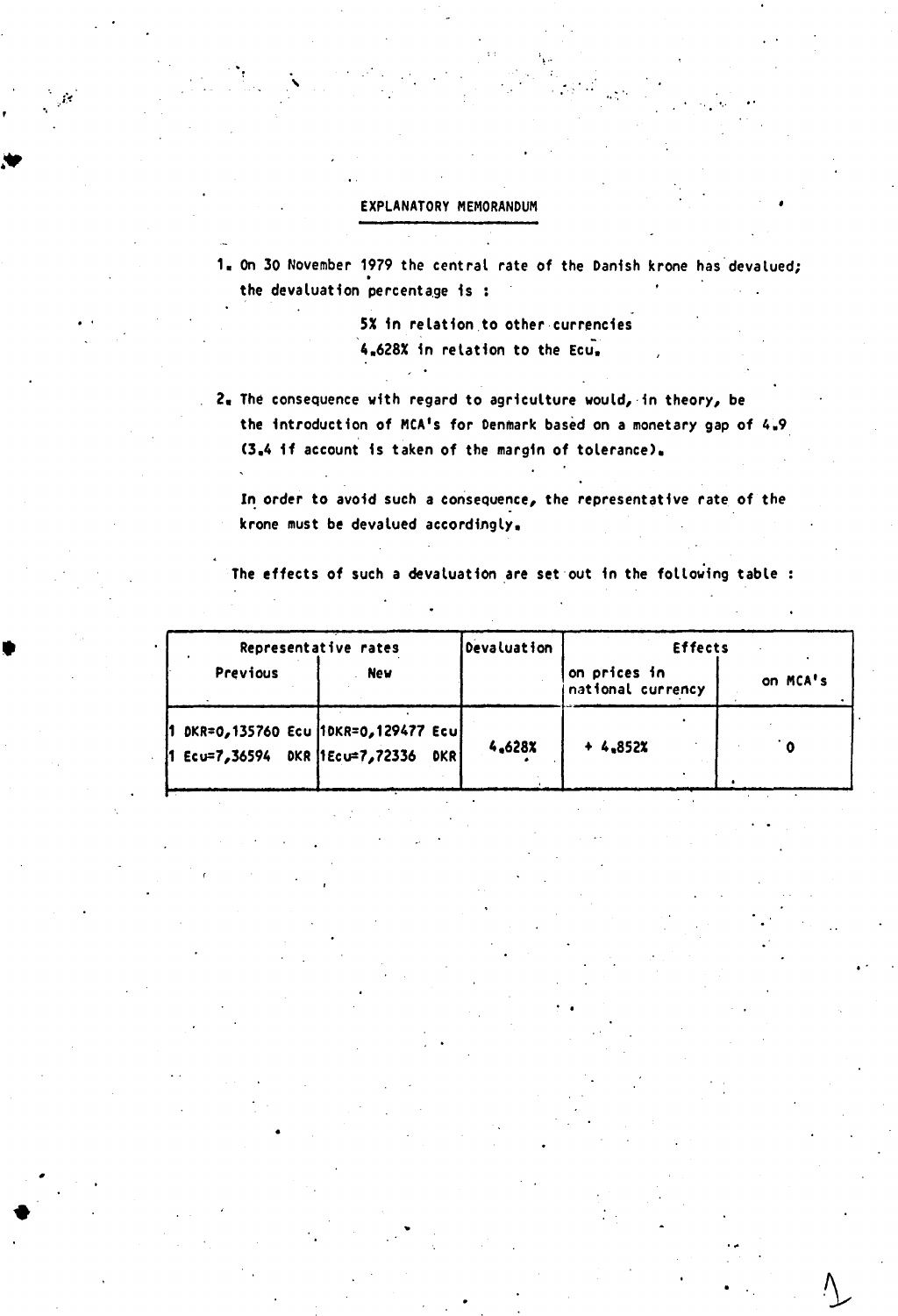# EXPLANATORY MEMORANDUM

1. On 30 November 1979 the central rate of the Danish krone has devalued; the devaluation percentage is :

   5% in relation to other currencies
   4.628% in relation to the Ecu.

2. The consequence with regard to agriculture would, in theory, be the introduction of MCA's for Denmark based on a monetary gap of 4.9 (3.4 if account is taken of the margin of tolerance).

   In order to avoid such a consequence, the representative rate of the krone must be devalued accordingly.

   The effects of such a devaluation are set out in the following table :

| Representative rates | | Devaluation | Effects | |
|---|---|---|---|---|
| Previous | New | | on prices in national currency | on MCA's |
| 1 DKR=0,135760 Ecu<br>1 Ecu=7,36594 DKR | 1DKR=0,129477 Ecu<br>1Ecu=7,72336 DKR | 4.628% | + 4.852% | 0 |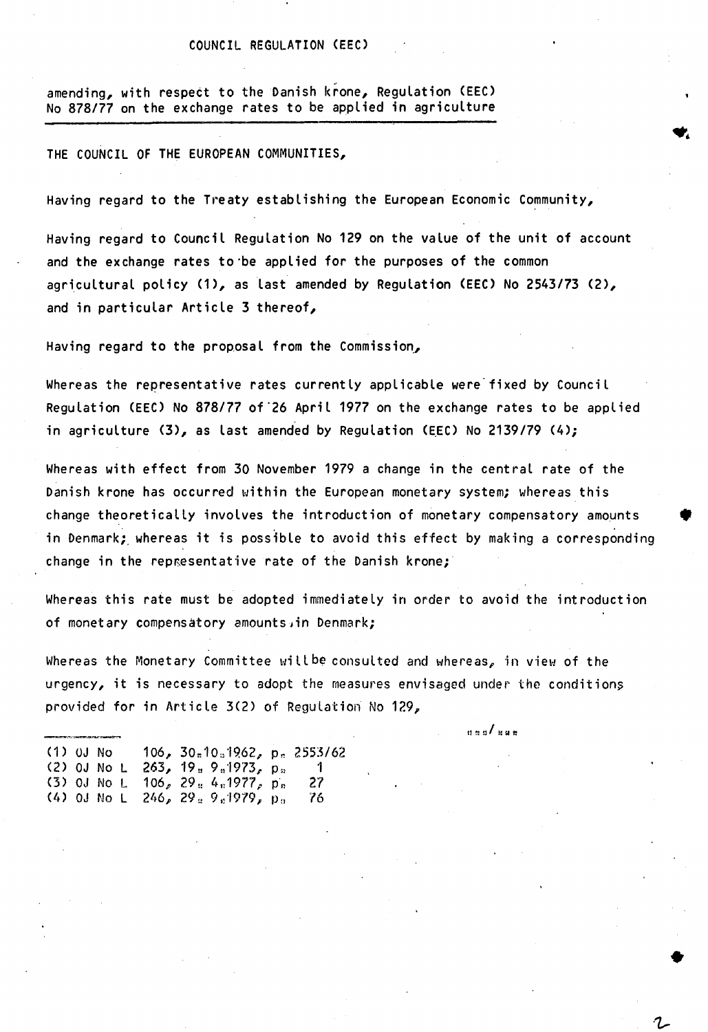COUNCIL REGULATION (EEC)

amending, with respect to the Danish krone, Regulation (EEC) No 878/77 on the exchange rates to be applied in agriculture

THE COUNCIL OF THE EUROPEAN COMMUNITIES,

Having regard to the Treaty establishing the European Economic Community,

Having regard to Council Regulation No 129 on the value of the unit of account and the exchange rates to be applied for the purposes of the common agricultural policy (1), as last amended by Regulation (EEC) No 2543/73 (2), and in particular Article 3 thereof,

Having regard to the proposal from the Commission,

Whereas the representative rates currently applicable were fixed by Council Regulation (EEC) No 878/77 of 26 April 1977 on the exchange rates to be applied in agriculture (3), as last amended by Regulation (EEC) No 2139/79 (4);

Whereas with effect from 30 November 1979 a change in the central rate of the Danish krone has occurred within the European monetary system; whereas this change theoretically involves the introduction of monetary compensatory amounts in Denmark; whereas it is possible to avoid this effect by making a corresponding change in the representative rate of the Danish krone;

Whereas this rate must be adopted immediately in order to avoid the introduction of monetary compensatory amounts in Denmark;

Whereas the Monetary Committee will be consulted and whereas, in view of the urgency, it is necessary to adopt the measures envisaged under the conditions provided for in Article 3(2) of Regulation No 129,

.../...

(1) OJ No 106, 30.10.1962, p. 2553/62
(2) OJ No L 263, 19. 9.1973, p. 1
(3) OJ No L 106, 29. 4.1977, p. 27
(4) OJ No L 246, 29. 9.1979, p. 76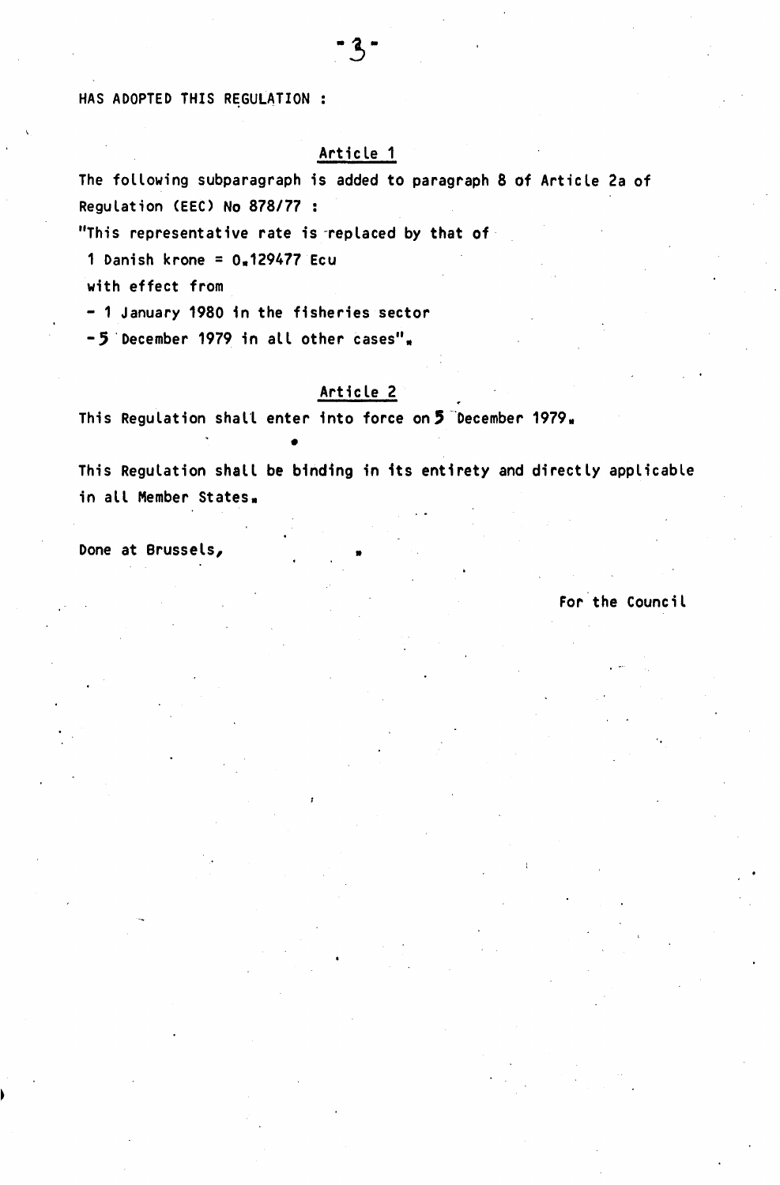HAS ADOPTED THIS REGULATION :

Article 1

The following subparagraph is added to paragraph 8 of Article 2a of Regulation (EEC) No 878/77 :

"This representative rate is replaced by that of

1 Danish krone = 0.129477 Ecu

with effect from

- 1 January 1980 in the fisheries sector
- 5 December 1979 in all other cases".

Article 2

This Regulation shall enter into force on 5 December 1979.

This Regulation shall be binding in its entirety and directly applicable in all Member States.

Done at Brussels,

For the Council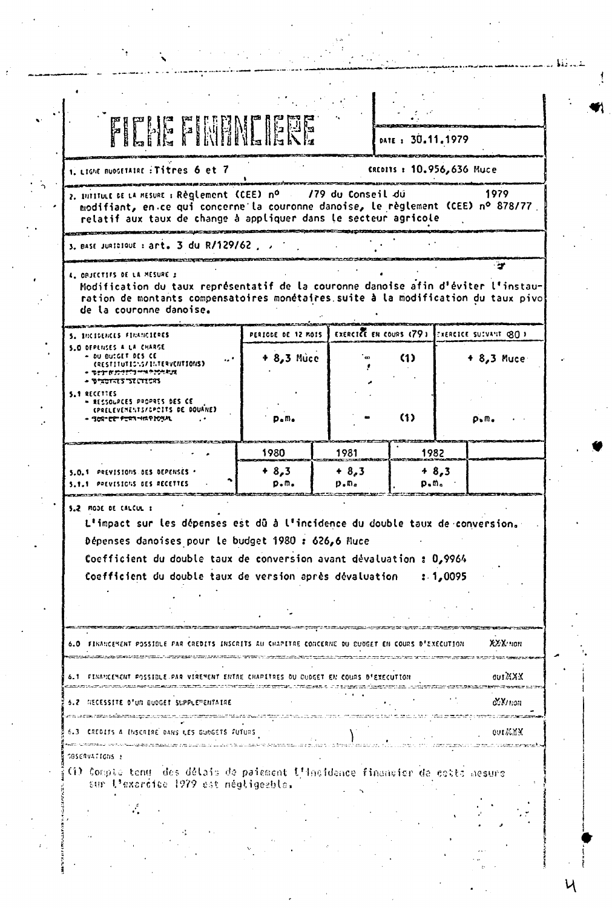# FICHE FINANCIERE

DATE : 30.11.1979

1. LIGNE BUDGETAIRE : Titres 6 et 7 — CREDITS : 10.956,636 Mucе

2. INTITULE DE LA MESURE : Règlement (CEE) n° /79 du Conseil du 1979 modifiant, en ce qui concerne la couronne danoise, le règlement (CEE) n° 878/77 relatif aux taux de change à appliquer dans le secteur agricole

3. BASE JURIDIQUE : art. 3 du R/129/62

4. OBJECTIFS DE LA MESURE :
Modification du taux représentatif de la couronne danoise afin d'éviter l'instauration de montants compensatoires monétaires suite à la modification du taux pivo de la couronne danoise.

| 5. INCIDENCES FINANCIERES | PERIODE DE 12 MOIS | EXERCICE EN COURS (79) | EXERCICE SUIVANT (80) |
|---|---|---|---|
| 5.0 DEPENSES A LA CHARGE – DU BUDGET DES CE (RESTITUTIONS/INTERVENTIONS) – ~~DES BUDGETS NATIONAUX~~ – ~~D'AUTRES SECTEURS~~ | + 8,3 Mucе | – (1) | + 8,3 Mucе |
| 5.1 RECETTES – RESSOURCES PROPRES DES CE (PRELEVEMENTS/DROITS DE DOUANE) – ~~SUR LE PLAN NATIONAL~~ | p.m. | – (1) | p.m. |

| | 1980 | 1981 | 1982 |
|---|---|---|---|
| 5.0.1 PREVISIONS DES DEPENSES | + 8,3 | + 8,3 | + 8,3 |
| 5.1.1 PREVISIONS DES RECETTES | p.m. | p.m. | p.m. |

5.2 MODE DE CALCUL :

L'impact sur les dépenses est dû à l'incidence du double taux de conversion.

Dépenses danoises pour le budget 1980 : 626,6 Mucе

Coefficient du double taux de conversion avant dévaluation : 0,9964

Coefficient du double taux de version après dévaluation : 1,0095

6.0 FINANCEMENT POSSIBLE PAR CREDITS INSCRITS AU CHAPITRE CONCERNE DU BUDGET EN COURS D'EXECUTION — ~~OUI~~/NON

6.1 FINANCEMENT POSSIBLE PAR VIREMENT ENTRE CHAPITRES DU BUDGET EN COURS D'EXECUTION — OUI/~~NON~~

6.2 NECESSITE D'UN BUDGET SUPPLEMENTAIRE — ~~OUI~~/NON

6.3 CREDITS A INSCRIRE DANS LES BUDGETS FUTURS — OUI/~~NON~~

OBSERVATIONS :

(1) Compte tenu des délais de paiement l'incidence financier de cette mesure sur l'exercice 1979 est négligeable.